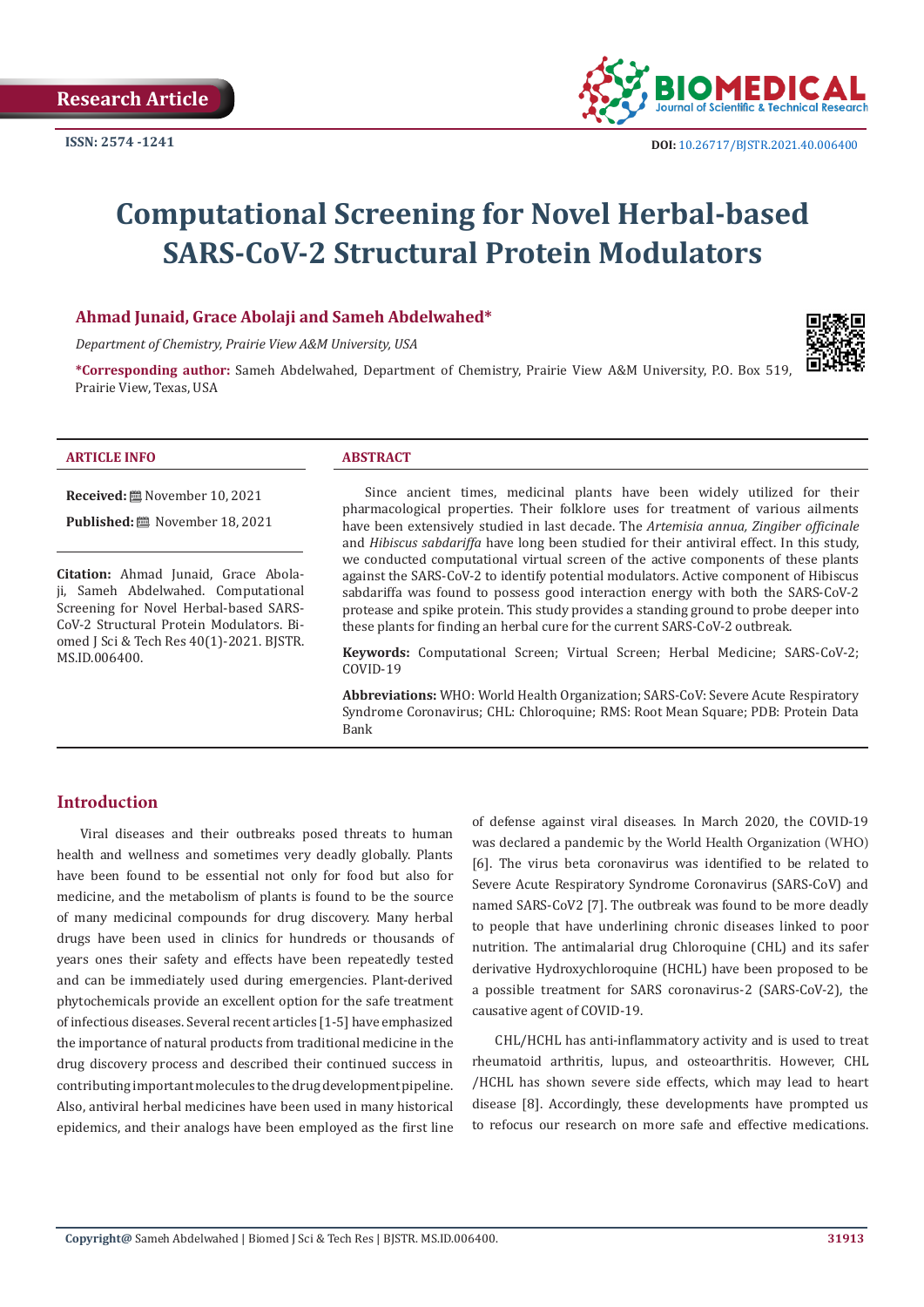Research Article

ISSN: 2574 -1241

DOI: 10.26717/BJSTR.2021.40.006400

# Computational Screening for Novel Herbal-based SARS-CoV-2 Structural Protein Modulators

**Ahmad Junaid, Grace Abolaji and Sameh Abdelwahed***

*Department of Chemistry, Prairie View A&M University, USA*

***Corresponding author:** Sameh Abdelwahed, Department of Chemistry, Prairie View A&M University, P.O. Box 519, Prairie View, Texas, USA

**ARTICLE INFO**

**Received:** November 10, 2021

**Published:** November 18, 2021

**Citation:** Ahmad Junaid, Grace Abolaji, Sameh Abdelwahed. Computational Screening for Novel Herbal-based SARS-CoV-2 Structural Protein Modulators. Biomed J Sci & Tech Res 40(1)-2021. BJSTR. MS.ID.006400.

**ABSTRACT**

Since ancient times, medicinal plants have been widely utilized for their pharmacological properties. Their folklore uses for treatment of various ailments have been extensively studied in last decade. The *Artemisia annua, Zingiber officinale* and *Hibiscus sabdariffa* have long been studied for their antiviral effect. In this study, we conducted computational virtual screen of the active components of these plants against the SARS-CoV-2 to identify potential modulators. Active component of Hibiscus sabdariffa was found to possess good interaction energy with both the SARS-CoV-2 protease and spike protein. This study provides a standing ground to probe deeper into these plants for finding an herbal cure for the current SARS-CoV-2 outbreak.

**Keywords:** Computational Screen; Virtual Screen; Herbal Medicine; SARS-CoV-2; COVID-19

**Abbreviations:** WHO: World Health Organization; SARS-CoV: Severe Acute Respiratory Syndrome Coronavirus; CHL: Chloroquine; RMS: Root Mean Square; PDB: Protein Data Bank

## Introduction

Viral diseases and their outbreaks posed threats to human health and wellness and sometimes very deadly globally. Plants have been found to be essential not only for food but also for medicine, and the metabolism of plants is found to be the source of many medicinal compounds for drug discovery. Many herbal drugs have been used in clinics for hundreds or thousands of years ones their safety and effects have been repeatedly tested and can be immediately used during emergencies. Plant-derived phytochemicals provide an excellent option for the safe treatment of infectious diseases. Several recent articles [1-5] have emphasized the importance of natural products from traditional medicine in the drug discovery process and described their continued success in contributing important molecules to the drug development pipeline. Also, antiviral herbal medicines have been used in many historical epidemics, and their analogs have been employed as the first line of defense against viral diseases. In March 2020, the COVID-19 was declared a pandemic by the World Health Organization (WHO) [6]. The virus beta coronavirus was identified to be related to Severe Acute Respiratory Syndrome Coronavirus (SARS-CoV) and named SARS-CoV2 [7]. The outbreak was found to be more deadly to people that have underlining chronic diseases linked to poor nutrition. The antimalarial drug Chloroquine (CHL) and its safer derivative Hydroxychloroquine (HCHL) have been proposed to be a possible treatment for SARS coronavirus-2 (SARS-CoV-2), the causative agent of COVID-19.

CHL/HCHL has anti-inflammatory activity and is used to treat rheumatoid arthritis, lupus, and osteoarthritis. However, CHL /HCHL has shown severe side effects, which may lead to heart disease [8]. Accordingly, these developments have prompted us to refocus our research on more safe and effective medications.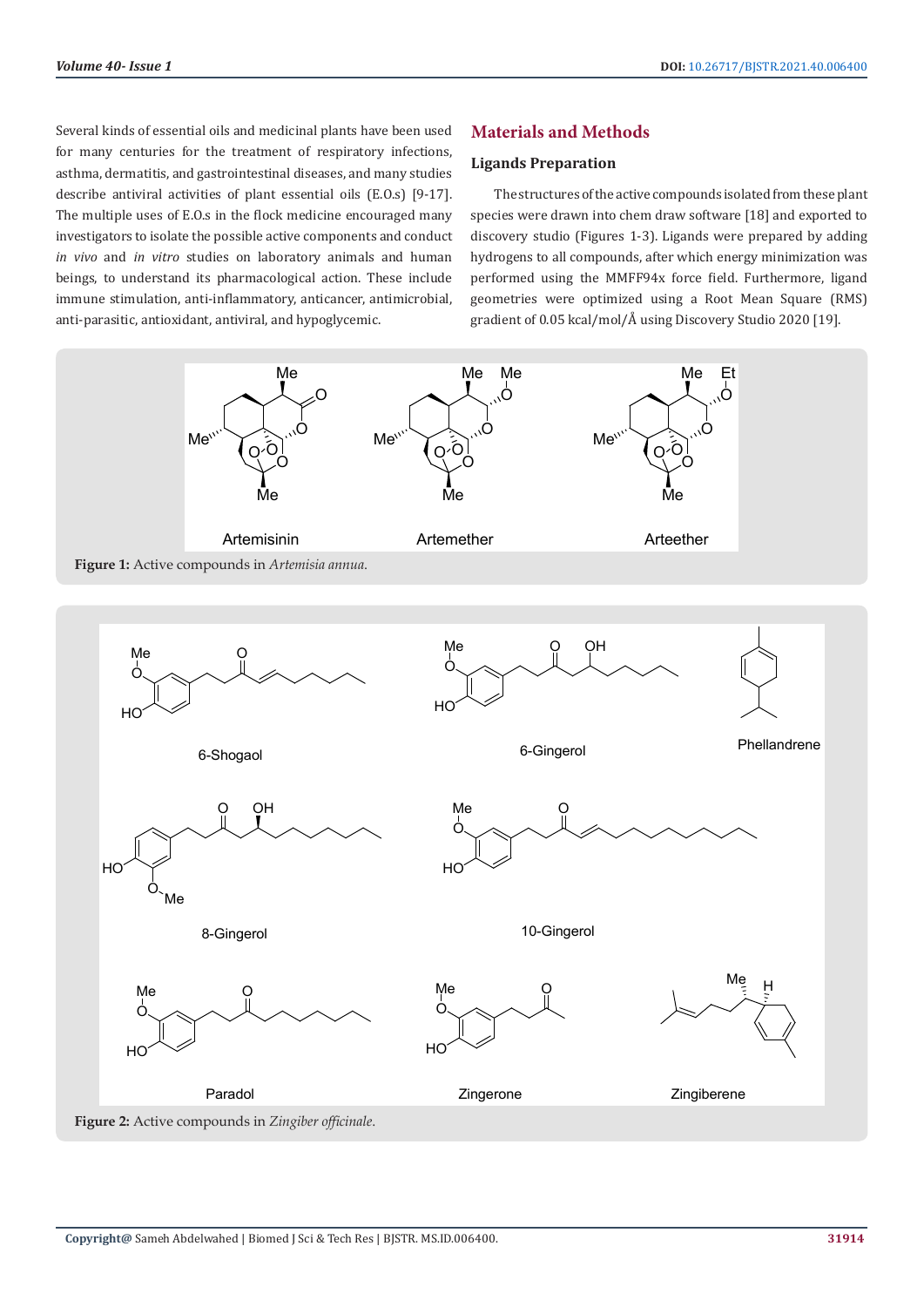Several kinds of essential oils and medicinal plants have been used for many centuries for the treatment of respiratory infections, asthma, dermatitis, and gastrointestinal diseases, and many studies describe antiviral activities of plant essential oils (E.O.s) [9-17]. The multiple uses of E.O.s in the flock medicine encouraged many investigators to isolate the possible active components and conduct *in vivo* and *in vitro* studies on laboratory animals and human beings, to understand its pharmacological action. These include immune stimulation, anti-inflammatory, anticancer, antimicrobial, anti-parasitic, antioxidant, antiviral, and hypoglycemic.

## Materials and Methods

### Ligands Preparation

The structures of the active compounds isolated from these plant species were drawn into chem draw software [18] and exported to discovery studio (Figures 1-3). Ligands were prepared by adding hydrogens to all compounds, after which energy minimization was performed using the MMFF94x force field. Furthermore, ligand geometries were optimized using a Root Mean Square (RMS) gradient of 0.05 kcal/mol/Å using Discovery Studio 2020 [19].

Artemisinin Artemether Arteether

**Figure 1:** Active compounds in *Artemisia annua*.

6-Shogaol 6-Gingerol Phellandrene 8-Gingerol 10-Gingerol Paradol Zingerone Zingiberene

**Figure 2:** Active compounds in *Zingiber officinale*.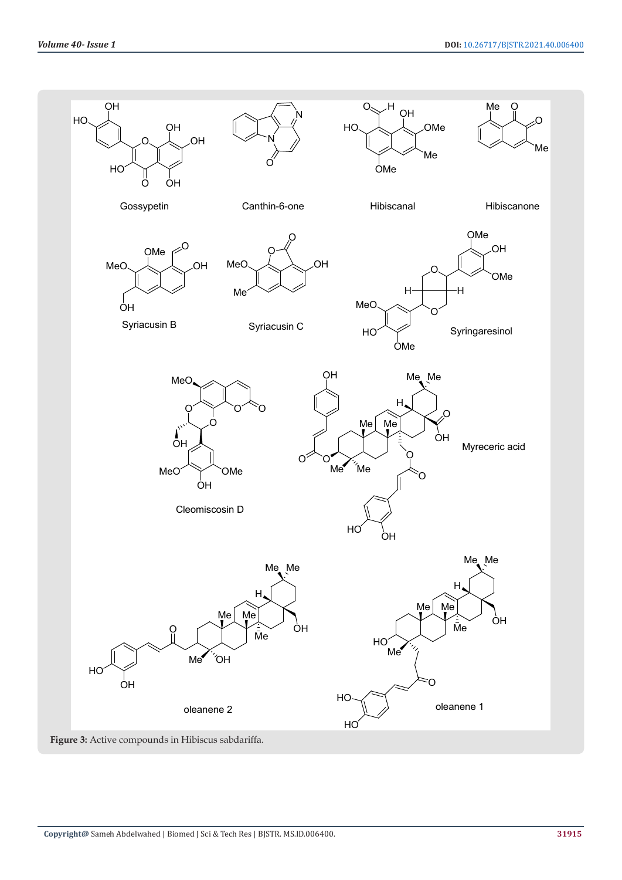Gossypetin

Canthin-6-one

Hibiscanal

Hibiscanone

Syriacusin B

Syriacusin C

Syringaresinol

Cleomiscosin D

Myreceric acid

oleanene 2

oleanene 1

**Figure 3:** Active compounds in Hibiscus sabdariffa.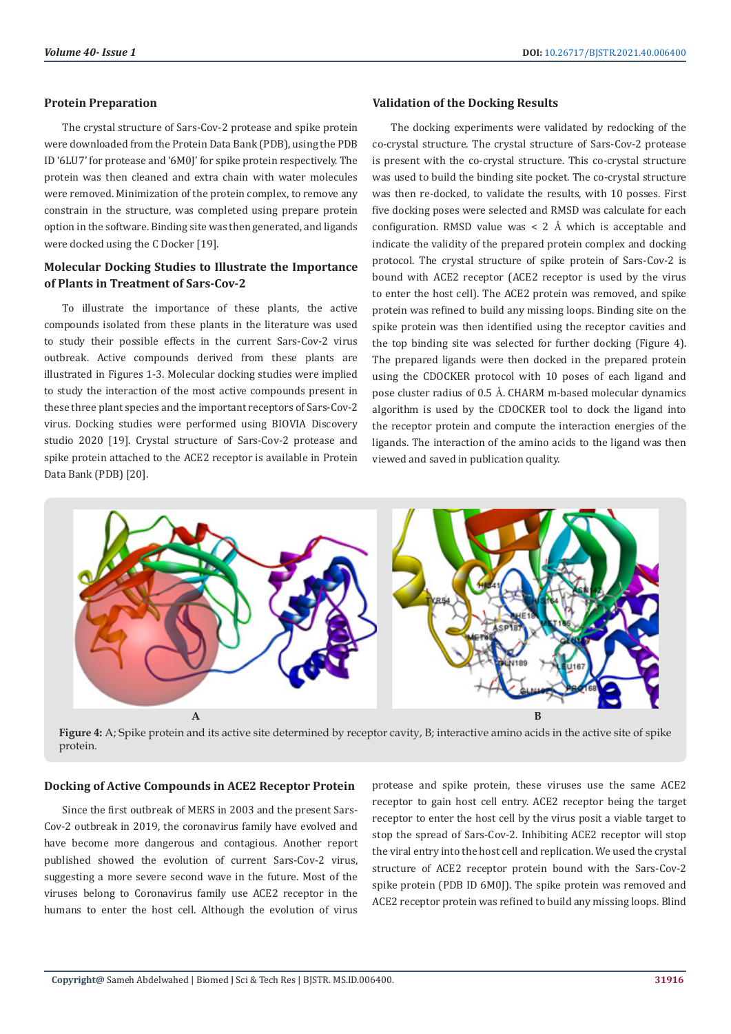### Protein Preparation

The crystal structure of Sars-Cov-2 protease and spike protein were downloaded from the Protein Data Bank (PDB), using the PDB ID '6LU7' for protease and '6M0J' for spike protein respectively. The protein was then cleaned and extra chain with water molecules were removed. Minimization of the protein complex, to remove any constrain in the structure, was completed using prepare protein option in the software. Binding site was then generated, and ligands were docked using the C Docker [19].

### Molecular Docking Studies to Illustrate the Importance of Plants in Treatment of Sars-Cov-2

To illustrate the importance of these plants, the active compounds isolated from these plants in the literature was used to study their possible effects in the current Sars-Cov-2 virus outbreak. Active compounds derived from these plants are illustrated in Figures 1-3. Molecular docking studies were implied to study the interaction of the most active compounds present in these three plant species and the important receptors of Sars-Cov-2 virus. Docking studies were performed using BIOVIA Discovery studio 2020 [19]. Crystal structure of Sars-Cov-2 protease and spike protein attached to the ACE2 receptor is available in Protein Data Bank (PDB) [20].

### Validation of the Docking Results

The docking experiments were validated by redocking of the co-crystal structure. The crystal structure of Sars-Cov-2 protease is present with the co-crystal structure. This co-crystal structure was used to build the binding site pocket. The co-crystal structure was then re-docked, to validate the results, with 10 posses. First five docking poses were selected and RMSD was calculate for each configuration. RMSD value was < 2 Å which is acceptable and indicate the validity of the prepared protein complex and docking protocol. The crystal structure of spike protein of Sars-Cov-2 is bound with ACE2 receptor (ACE2 receptor is used by the virus to enter the host cell). The ACE2 protein was removed, and spike protein was refined to build any missing loops. Binding site on the spike protein was then identified using the receptor cavities and the top binding site was selected for further docking (Figure 4). The prepared ligands were then docked in the prepared protein using the CDOCKER protocol with 10 poses of each ligand and pose cluster radius of 0.5 Å. CHARM m-based molecular dynamics algorithm is used by the CDOCKER tool to dock the ligand into the receptor protein and compute the interaction energies of the ligands. The interaction of the amino acids to the ligand was then viewed and saved in publication quality.

**Figure 4:** A; Spike protein and its active site determined by receptor cavity, B; interactive amino acids in the active site of spike protein.

### Docking of Active Compounds in ACE2 Receptor Protein

Since the first outbreak of MERS in 2003 and the present Sars-Cov-2 outbreak in 2019, the coronavirus family have evolved and have become more dangerous and contagious. Another report published showed the evolution of current Sars-Cov-2 virus, suggesting a more severe second wave in the future. Most of the viruses belong to Coronavirus family use ACE2 receptor in the humans to enter the host cell. Although the evolution of virus protease and spike protein, these viruses use the same ACE2 receptor to gain host cell entry. ACE2 receptor being the target receptor to enter the host cell by the virus posit a viable target to stop the spread of Sars-Cov-2. Inhibiting ACE2 receptor will stop the viral entry into the host cell and replication. We used the crystal structure of ACE2 receptor protein bound with the Sars-Cov-2 spike protein (PDB ID 6M0J). The spike protein was removed and ACE2 receptor protein was refined to build any missing loops. Blind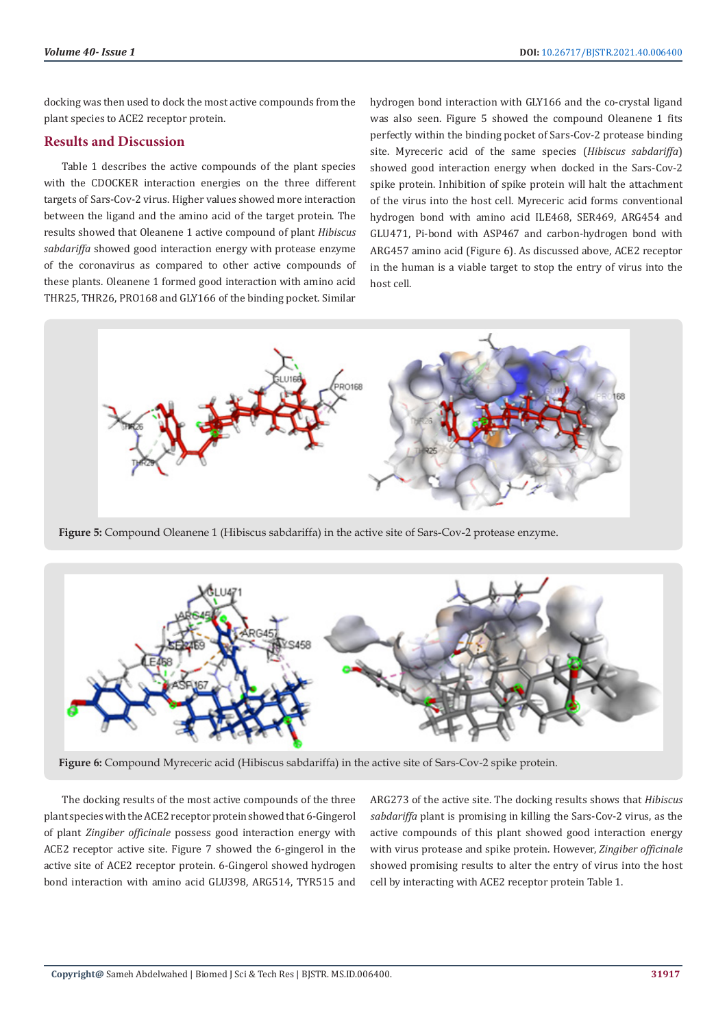docking was then used to dock the most active compounds from the plant species to ACE2 receptor protein.

## Results and Discussion

Table 1 describes the active compounds of the plant species with the CDOCKER interaction energies on the three different targets of Sars-Cov-2 virus. Higher values showed more interaction between the ligand and the amino acid of the target protein. The results showed that Oleanene 1 active compound of plant *Hibiscus sabdariffa* showed good interaction energy with protease enzyme of the coronavirus as compared to other active compounds of these plants. Oleanene 1 formed good interaction with amino acid THR25, THR26, PRO168 and GLY166 of the binding pocket. Similar hydrogen bond interaction with GLY166 and the co-crystal ligand was also seen. Figure 5 showed the compound Oleanene 1 fits perfectly within the binding pocket of Sars-Cov-2 protease binding site. Myreceric acid of the same species (*Hibiscus sabdariffa*) showed good interaction energy when docked in the Sars-Cov-2 spike protein. Inhibition of spike protein will halt the attachment of the virus into the host cell. Myreceric acid forms conventional hydrogen bond with amino acid ILE468, SER469, ARG454 and GLU471, Pi-bond with ASP467 and carbon-hydrogen bond with ARG457 amino acid (Figure 6). As discussed above, ACE2 receptor in the human is a viable target to stop the entry of virus into the host cell.

**Figure 5:** Compound Oleanene 1 (Hibiscus sabdariffa) in the active site of Sars-Cov-2 protease enzyme.

**Figure 6:** Compound Myreceric acid (Hibiscus sabdariffa) in the active site of Sars-Cov-2 spike protein.

The docking results of the most active compounds of the three plant species with the ACE2 receptor protein showed that 6-Gingerol of plant *Zingiber officinale* possess good interaction energy with ACE2 receptor active site. Figure 7 showed the 6-gingerol in the active site of ACE2 receptor protein. 6-Gingerol showed hydrogen bond interaction with amino acid GLU398, ARG514, TYR515 and ARG273 of the active site. The docking results shows that *Hibiscus sabdariffa* plant is promising in killing the Sars-Cov-2 virus, as the active compounds of this plant showed good interaction energy with virus protease and spike protein. However, *Zingiber officinale* showed promising results to alter the entry of virus into the host cell by interacting with ACE2 receptor protein Table 1.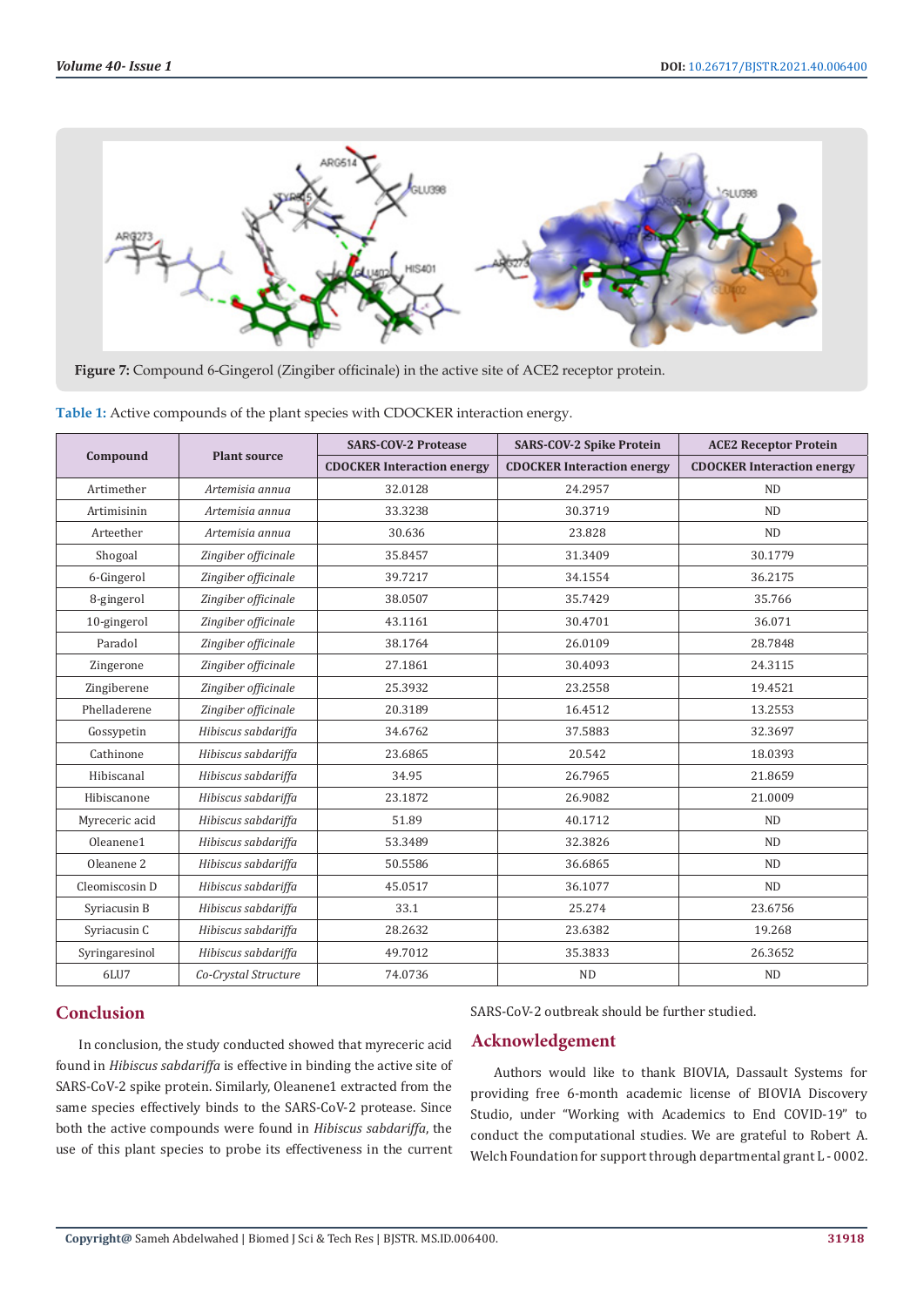**Figure 7:** Compound 6-Gingerol (Zingiber officinale) in the active site of ACE2 receptor protein.

**Table 1:** Active compounds of the plant species with CDOCKER interaction energy.

| Compound | Plant source | SARS-COV-2 Protease | SARS-COV-2 Spike Protein | ACE2 Receptor Protein |
|---|---|---|---|---|
| | | CDOCKER Interaction energy | CDOCKER Interaction energy | CDOCKER Interaction energy |
| Artimether | *Artemisia annua* | 32.0128 | 24.2957 | ND |
| Artimisinin | *Artemisia annua* | 33.3238 | 30.3719 | ND |
| Arteether | *Artemisia annua* | 30.636 | 23.828 | ND |
| Shogoal | *Zingiber officinale* | 35.8457 | 31.3409 | 30.1779 |
| 6-Gingerol | *Zingiber officinale* | 39.7217 | 34.1554 | 36.2175 |
| 8-gingerol | *Zingiber officinale* | 38.0507 | 35.7429 | 35.766 |
| 10-gingerol | *Zingiber officinale* | 43.1161 | 30.4701 | 36.071 |
| Paradol | *Zingiber officinale* | 38.1764 | 26.0109 | 28.7848 |
| Zingerone | *Zingiber officinale* | 27.1861 | 30.4093 | 24.3115 |
| Zingiberene | *Zingiber officinale* | 25.3932 | 23.2558 | 19.4521 |
| Phelladerene | *Zingiber officinale* | 20.3189 | 16.4512 | 13.2553 |
| Gossypetin | *Hibiscus sabdariffa* | 34.6762 | 37.5883 | 32.3697 |
| Cathinone | *Hibiscus sabdariffa* | 23.6865 | 20.542 | 18.0393 |
| Hibiscanal | *Hibiscus sabdariffa* | 34.95 | 26.7965 | 21.8659 |
| Hibiscanone | *Hibiscus sabdariffa* | 23.1872 | 26.9082 | 21.0009 |
| Myreceric acid | *Hibiscus sabdariffa* | 51.89 | 40.1712 | ND |
| Oleanene1 | *Hibiscus sabdariffa* | 53.3489 | 32.3826 | ND |
| Oleanene 2 | *Hibiscus sabdariffa* | 50.5586 | 36.6865 | ND |
| Cleomiscosin D | *Hibiscus sabdariffa* | 45.0517 | 36.1077 | ND |
| Syriacusin B | *Hibiscus sabdariffa* | 33.1 | 25.274 | 23.6756 |
| Syriacusin C | *Hibiscus sabdariffa* | 28.2632 | 23.6382 | 19.268 |
| Syringaresinol | *Hibiscus sabdariffa* | 49.7012 | 35.3833 | 26.3652 |
| 6LU7 | *Co-Crystal Structure* | 74.0736 | ND | ND |

## Conclusion

In conclusion, the study conducted showed that myreceric acid found in *Hibiscus sabdariffa* is effective in binding the active site of SARS-CoV-2 spike protein. Similarly, Oleanene1 extracted from the same species effectively binds to the SARS-CoV-2 protease. Since both the active compounds were found in *Hibiscus sabdariffa*, the use of this plant species to probe its effectiveness in the current SARS-CoV-2 outbreak should be further studied.

## Acknowledgement

Authors would like to thank BIOVIA, Dassault Systems for providing free 6-month academic license of BIOVIA Discovery Studio, under "Working with Academics to End COVID-19" to conduct the computational studies. We are grateful to Robert A. Welch Foundation for support through departmental grant L - 0002.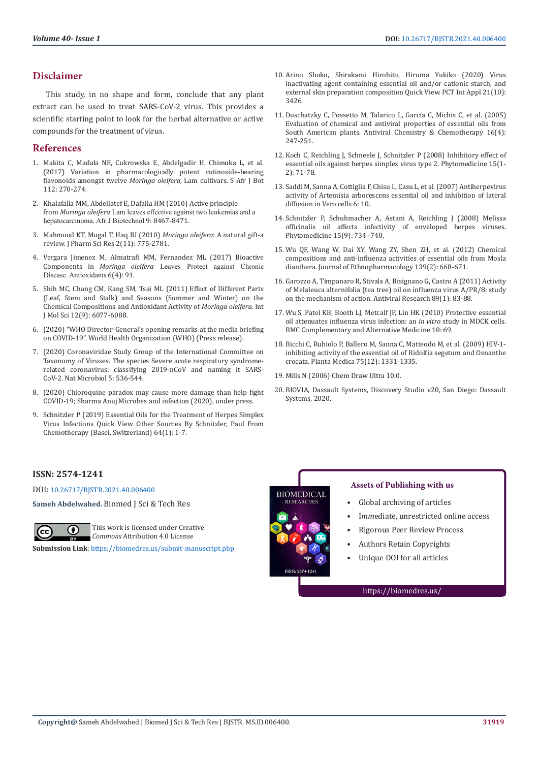## Disclaimer

This study, in no shape and form, conclude that any plant extract can be used to treat SARS-CoV-2 virus. This provides a scientific starting point to look for the herbal alternative or active compounds for the treatment of virus.

## References

1. Makita C, Madala NE, Cukrowska E, Abdelgadir H, Chimuka L, et al. (2017) Variation in pharmacologically potent rutinoside-bearing flavonoids amongst twelve *Moringa oleifera*, Lam cultivars. S Afr J Bot 112: 270-274.
2. Khalafalla MM, Abdellatef E, Dafalla HM (2010) Active principle from *Moringa oleifera* Lam leaves effective against two leukemias and a hepatocarcinoma. Afr J Biotechnol 9: 8467-8471.
3. Mahmood KT, Mugal T, Haq IU (2010) *Moringa oleifera*: A natural gift-a review. J Pharm Sci Res 2(11): 775-2781.
4. Vergara Jimenez M, Almatrafi MM, Fernandez ML (2017) Bioactive Components in *Moringa oleifera* Leaves Protect against Chronic Disease. Antioxidants 6(4): 91.
5. Shih MC, Chang CM, Kang SM, Tsai ML (2011) Effect of Different Parts (Leaf, Stem and Stalk) and Seasons (Summer and Winter) on the Chemical Compositions and Antioxidant Activity of *Moringa oleifera*. Int J Mol Sci 12(9): 6077-6088.
6. (2020) "WHO Director-General's opening remarks at the media briefing on COVID-19". World Health Organization (WHO) (Press release).
7. (2020) Coronaviridae Study Group of the International Committee on Taxonomy of Viruses. The species Severe acute respiratory syndrome-related coronavirus: classifying 2019-nCoV and naming it SARS-CoV-2. Nat Microbiol 5: 536-544.
8. (2020) Chloroquine paradox may cause more damage than help fight COVID-19; Sharma Anuj Microbes and infection (2020), under press.
9. Schnitzler P (2019) Essential Oils for the Treatment of Herpes Simplex Virus Infections Quick View Other Sources By Schnitzler, Paul From Chemotherapy (Basel, Switzerland) 64(1): 1-7.
10. Arino Shoko, Shirakami Hirohito, Hiruma Yukiko (2020) Virus inactivating agent containing essential oil and/or cationic starch, and external skin preparation composition Quick View. PCT Int Appl 21(10): 3426.
11. Duschatzky C, Possetto M, Talarico L, García C, Michis C, et al. (2005) Evaluation of chemical and antiviral properties of essential oils from South American plants. Antiviral Chemistry & Chemotherapy 16(4): 247-251.
12. Koch C, Reichling J, Schneele J, Schnitzler P (2008) Inhibitory effect of essential oils against herpes simplex virus type 2. Phytomedicine 15(1-2): 71-78.
13. Saddi M, Sanna A, Cottiglia F, Chisu L, Casu L, et al. (2007) Antiherpevirus activity of Artemisia arborescens essential oil and inhibition of lateral diffusion in Vero cells 6: 10.
14. Schnitzler P, Schuhmacher A, Astani A, Reichling J (2008) Melissa officinalis oil affects infectivity of enveloped herpes viruses. Phytomedicine 15(9): 734 -740.
15. Wu QF, Wang W, Dai XY, Wang ZY, Shen ZH, et al. (2012) Chemical compositions and anti-influenza activities of essential oils from Mosla dianthera. Journal of Ethnopharmacology 139(2): 668-671.
16. Garozzo A, Timpanaro R, Stivala A, Bisignano G, Castro A (2011) Activity of Melaleuca alternifolia (tea tree) oil on influenza virus A/PR/8: study on the mechanism of action. Antiviral Research 89(1): 83-88.
17. Wu S, Patel KB, Booth LJ, Metcalf JP, Lin HK (2010) Protective essential oil attenuates influenza virus infection: an *in vitro* study in MDCK cells. BMC Complementary and Alternative Medicine 10: 69.
18. Bicchi C, Rubiolo P, Ballero M, Sanna C, Matteodo M, et al. (2009) HIV-1-inhibiting activity of the essential oil of Ridolfia segetum and Oenanthe crocata. Planta Medica 75(12): 1331-1335.
19. Mills N (2006) Chem Draw Ultra 10.0.
20. BIOVIA, Dassault Systems, Discovery Studio v20, San Diego: Dassault Systems, 2020.

**ISSN: 2574-1241**

DOI: 10.26717/BJSTR.2021.40.006400

**Sameh Abdelwahed.** Biomed J Sci & Tech Res

This work is licensed under Creative *Commons* Attribution 4.0 License

**Submission Link**: https://biomedres.us/submit-manuscript.php

**Assets of Publishing with us**

- Global archiving of articles
- Immediate, unrestricted online access
- Rigorous Peer Review Process
- Authors Retain Copyrights
- Unique DOI for all articles

https://biomedres.us/